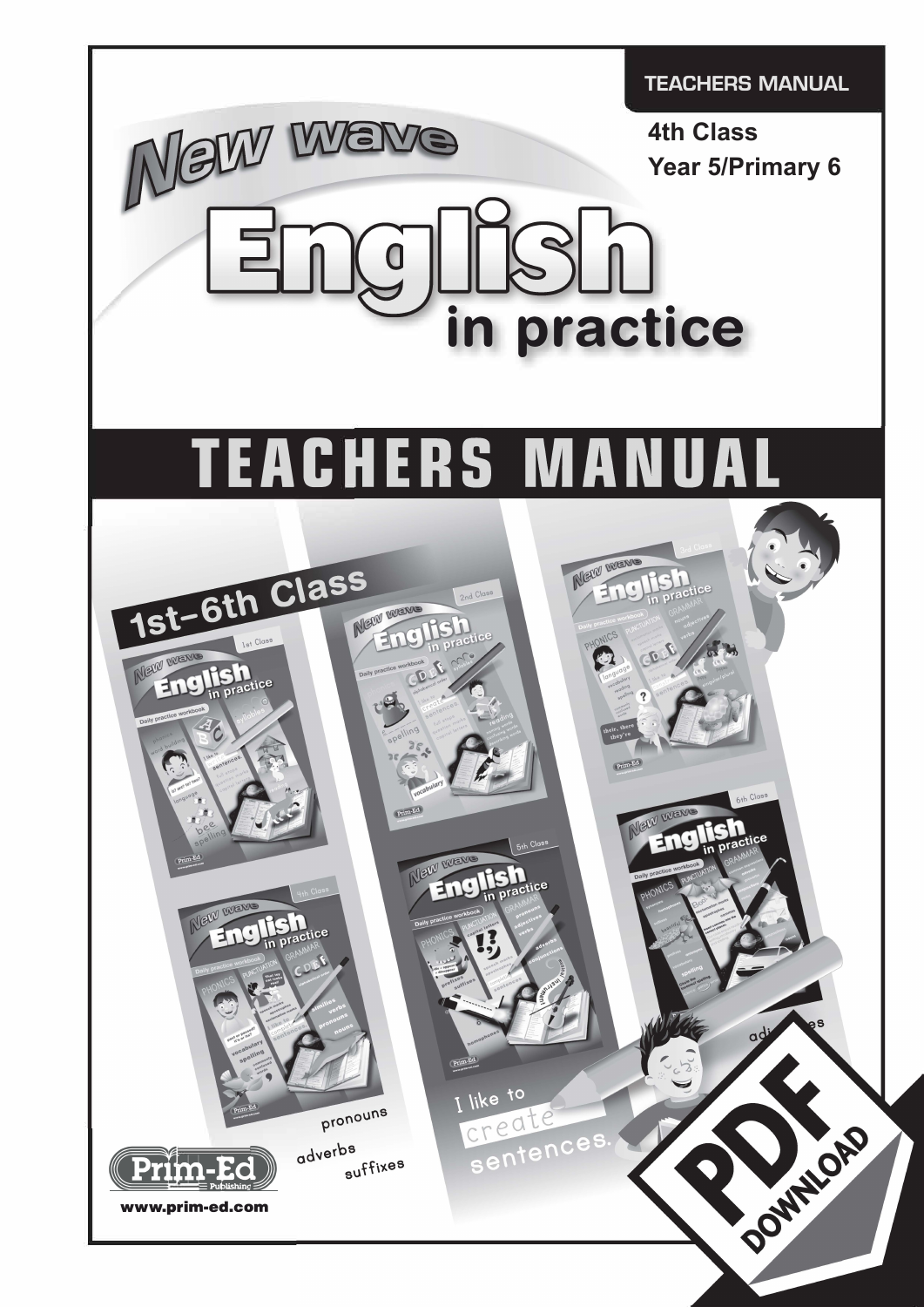TEACHERS MANUAL

4th Class

Year 5/Primary 6

# New Wave English in practice

# TEACHERS MANUAL

1st–6th Class

pronouns

adverbs

suffixes

I like to create sentences.

Prim-Ed Publishing

www.prim-ed.com

PDF DOWNLOAD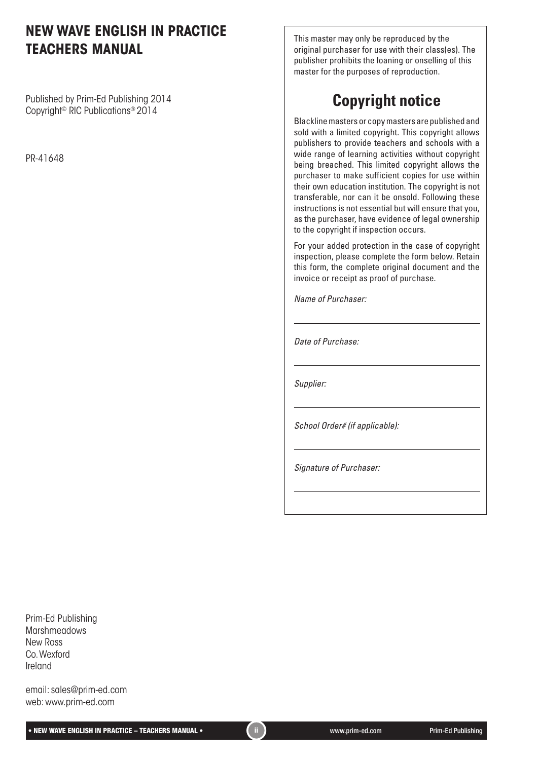# NEW WAVE ENGLISH IN PRACTICE TEACHERS MANUAL

Published by Prim-Ed Publishing 2014
Copyright© RIC Publications® 2014

PR-41648

This master may only be reproduced by the original purchaser for use with their class(es). The publisher prohibits the loaning or onselling of this master for the purposes of reproduction.

## Copyright notice

Blackline masters or copy masters are published and sold with a limited copyright. This copyright allows publishers to provide teachers and schools with a wide range of learning activities without copyright being breached. This limited copyright allows the purchaser to make sufficient copies for use within their own education institution. The copyright is not transferable, nor can it be onsold. Following these instructions is not essential but will ensure that you, as the purchaser, have evidence of legal ownership to the copyright if inspection occurs.

For your added protection in the case of copyright inspection, please complete the form below. Retain this form, the complete original document and the invoice or receipt as proof of purchase.

*Name of Purchaser:*

___

*Date of Purchase:*

___

*Supplier:*

___

*School Order# (if applicable):*

___

*Signature of Purchaser:*

___

Prim-Ed Publishing
Marshmeadows
New Ross
Co. Wexford
Ireland

email: sales@prim-ed.com
web: www.prim-ed.com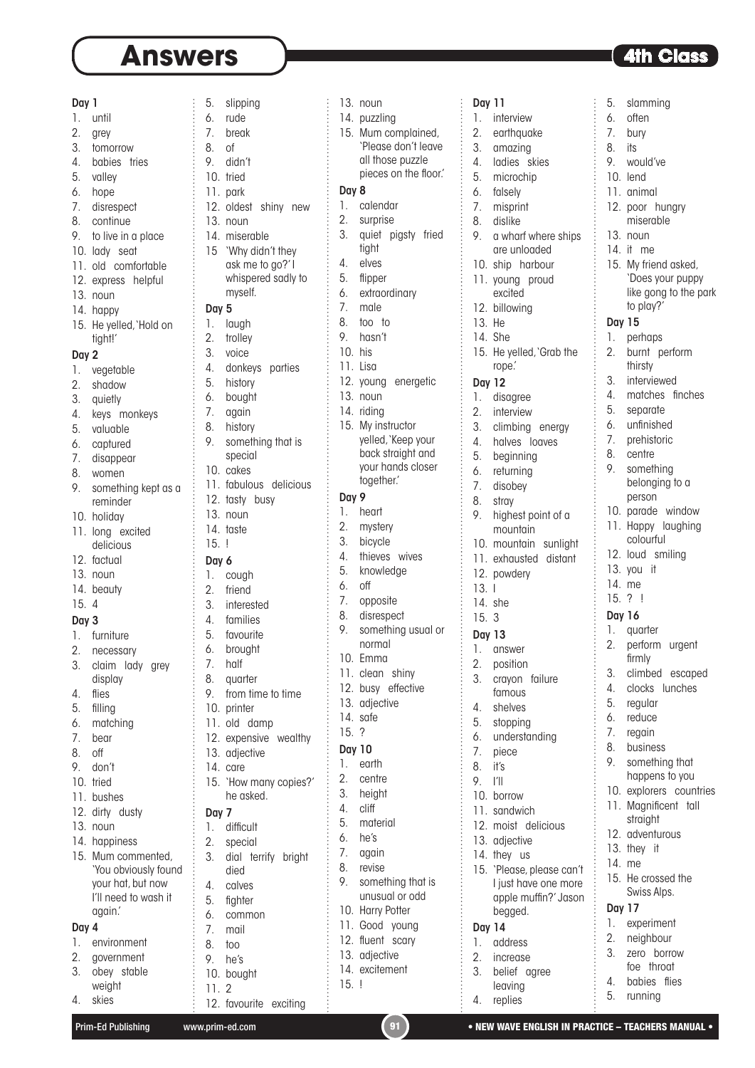# Answers

**4th Class**

**Day 1**

1. until
2. grey
3. tomorrow
4. babies tries
5. valley
6. hope
7. disrespect
8. continue
9. to live in a place
10. lady seat
11. old comfortable
12. express helpful
13. noun
14. happy
15. He yelled, 'Hold on tight!'

**Day 2**

1. vegetable
2. shadow
3. quietly
4. keys monkeys
5. valuable
6. captured
7. disappear
8. women
9. something kept as a reminder
10. holiday
11. long excited delicious
12. factual
13. noun
14. beauty
15. 4

**Day 3**

1. furniture
2. necessary
3. claim lady grey display
4. flies
5. filling
6. matching
7. bear
8. off
9. don't
10. tried
11. bushes
12. dirty dusty
13. noun
14. happiness
15. Mum commented, 'You obviously found your hat, but now I'll need to wash it again.'

**Day 4**

1. environment
2. government
3. obey stable weight
4. skies
5. slipping
6. rude
7. break
8. of
9. didn't
10. tried
11. park
12. oldest shiny new
13. noun
14. miserable
15. 'Why didn't they ask me to go?' I whispered sadly to myself.

**Day 5**

1. laugh
2. trolley
3. voice
4. donkeys parties
5. history
6. bought
7. again
8. history
9. something that is special
10. cakes
11. fabulous delicious
12. tasty busy
13. noun
14. taste
15. !

**Day 6**

1. cough
2. friend
3. interested
4. families
5. favourite
6. brought
7. half
8. quarter
9. from time to time
10. printer
11. old damp
12. expensive wealthy
13. adjective
14. care
15. 'How many copies?' he asked.

**Day 7**

1. difficult
2. special
3. dial terrify bright died
4. calves
5. fighter
6. common
7. mail
8. too
9. he's
10. bought
11. 2
12. favourite exciting
13. noun
14. puzzling
15. Mum complained, 'Please don't leave all those puzzle pieces on the floor.'

**Day 8**

1. calendar
2. surprise
3. quiet pigsty fried tight
4. elves
5. flipper
6. extraordinary
7. male
8. too to
9. hasn't
10. his
11. Lisa
12. young energetic
13. noun
14. riding
15. My instructor yelled, 'Keep your back straight and your hands closer together.'

**Day 9**

1. heart
2. mystery
3. bicycle
4. thieves wives
5. knowledge
6. off
7. opposite
8. disrespect
9. something usual or normal
10. Emma
11. clean shiny
12. busy effective
13. adjective
14. safe
15. ?

**Day 10**

1. earth
2. centre
3. height
4. cliff
5. material
6. he's
7. again
8. revise
9. something that is unusual or odd
10. Harry Potter
11. Good young
12. fluent scary
13. adjective
14. excitement
15. !

**Day 11**

1. interview
2. earthquake
3. amazing
4. ladies skies
5. microchip
6. falsely
7. misprint
8. dislike
9. a wharf where ships are unloaded
10. ship harbour
11. young proud excited
12. billowing
13. He
14. She
15. He yelled, 'Grab the rope.'

**Day 12**

1. disagree
2. interview
3. climbing energy
4. halves loaves
5. beginning
6. returning
7. disobey
8. stray
9. highest point of a mountain
10. mountain sunlight
11. exhausted distant
12. powdery
13. I
14. she
15. 3

**Day 13**

1. answer
2. position
3. crayon failure famous
4. shelves
5. stopping
6. understanding
7. piece
8. it's
9. I'll
10. borrow
11. sandwich
12. moist delicious
13. adjective
14. they us
15. 'Please, please can't I just have one more apple muffin?' Jason begged.

**Day 14**

1. address
2. increase
3. belief agree leaving
4. replies
5. slamming
6. often
7. bury
8. its
9. would've
10. lend
11. animal
12. poor hungry miserable
13. noun
14. it me
15. My friend asked, 'Does your puppy like gong to the park to play?'

**Day 15**

1. perhaps
2. burnt perform thirsty
3. interviewed
4. matches finches
5. separate
6. unfinished
7. prehistoric
8. centre
9. something belonging to a person
10. parade window
11. Happy laughing colourful
12. loud smiling
13. you it
14. me
15. ? !

**Day 16**

1. quarter
2. perform urgent firmly
3. climbed escaped
4. clocks lunches
5. regular
6. reduce
7. regain
8. business
9. something that happens to you
10. explorers countries
11. Magnificent tall straight
12. adventurous
13. they it
14. me
15. He crossed the Swiss Alps.

**Day 17**

1. experiment
2. neighbour
3. zero borrow foe throat
4. babies flies
5. running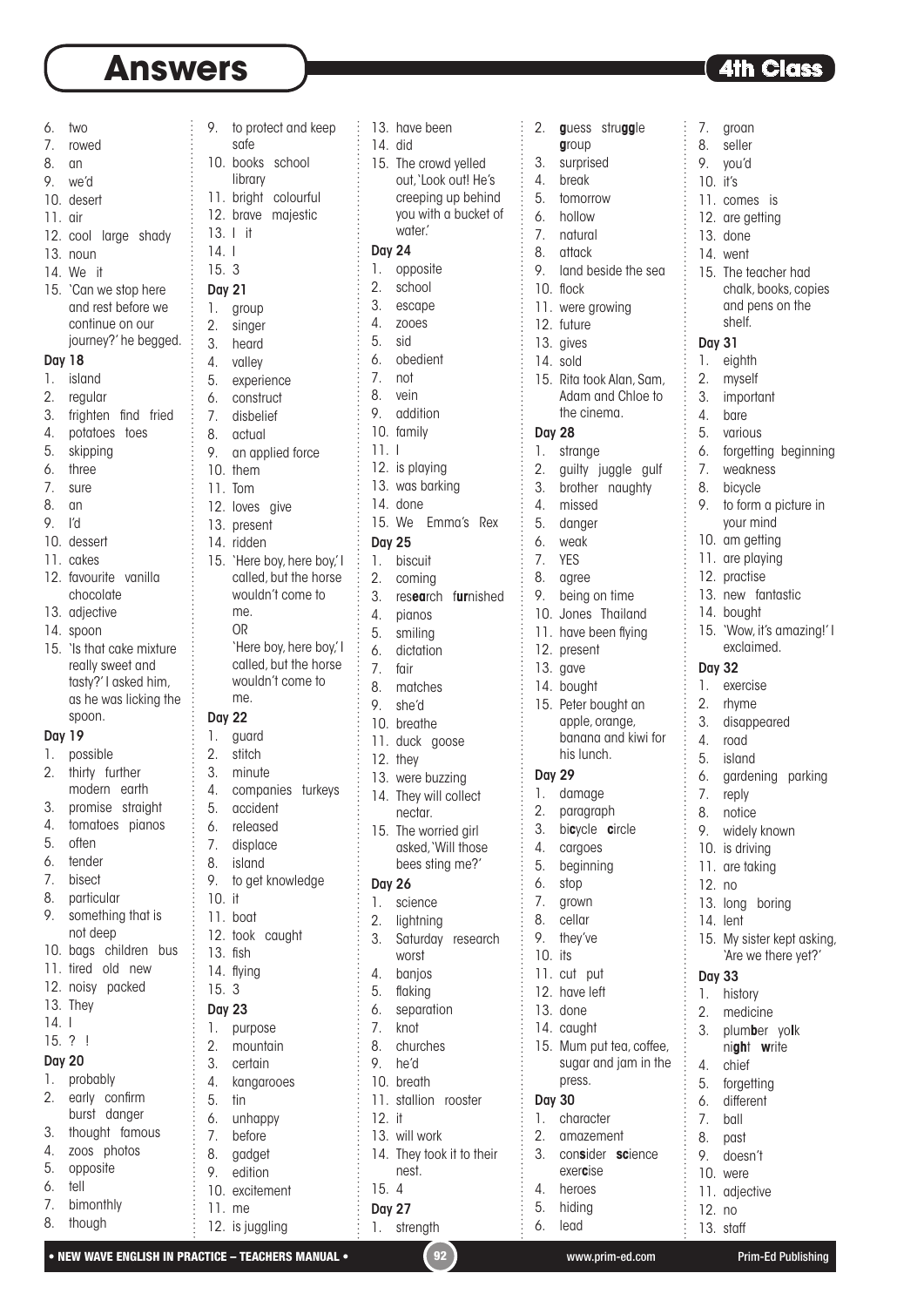# Answers

4th Class

6. two
7. rowed
8. an
9. we'd
10. desert
11. air
12. cool large shady
13. noun
14. We it
15. 'Can we stop here and rest before we continue on our journey?' he begged.

### Day 18

1. island
2. regular
3. frighten find fried
4. potatoes toes
5. skipping
6. three
7. sure
8. an
9. I'd
10. dessert
11. cakes
12. favourite vanilla chocolate
13. adjective
14. spoon
15. 'Is that cake mixture really sweet and tasty?' I asked him, as he was licking the spoon.

### Day 19

1. possible
2. thirty further modern earth
3. promise straight
4. tomatoes pianos
5. often
6. tender
7. bisect
8. particular
9. something that is not deep
10. bags children bus
11. tired old new
12. noisy packed
13. They
14. I
15. ? !

### Day 20

1. probably
2. early confirm burst danger
3. thought famous
4. zoos photos
5. opposite
6. tell
7. bimonthly
8. though
9. to protect and keep safe
10. books school library
11. bright colourful
12. brave majestic
13. I it
14. I
15. 3

### Day 21

1. group
2. singer
3. heard
4. valley
5. experience
6. construct
7. disbelief
8. actual
9. an applied force
10. them
11. Tom
12. loves give
13. present
14. ridden
15. 'Here boy, here boy,' I called, but the horse wouldn't come to me.
    OR
    'Here boy, here boy,' I called, but the horse wouldn't come to me.

### Day 22

1. guard
2. stitch
3. minute
4. companies turkeys
5. accident
6. released
7. displace
8. island
9. to get knowledge
10. it
11. boat
12. took caught
13. fish
14. flying
15. 3

### Day 23

1. purpose
2. mountain
3. certain
4. kangarooes
5. tin
6. unhappy
7. before
8. gadget
9. edition
10. excitement
11. me
12. is juggling
13. have been
14. did
15. The crowd yelled out, 'Look out! He's creeping up behind you with a bucket of water.'

### Day 24

1. opposite
2. school
3. escape
4. zooes
5. sid
6. obedient
7. not
8. vein
9. addition
10. family
11. I
12. is playing
13. was barking
14. done
15. We Emma's Rex

### Day 25

1. biscuit
2. coming
3. res**ea**rch f**ur**nished
4. pianos
5. smiling
6. dictation
7. fair
8. matches
9. she'd
10. breathe
11. duck goose
12. they
13. were buzzing
14. They will collect nectar.
15. The worried girl asked, 'Will those bees sting me?'

### Day 26

1. science
2. lightning
3. Saturday research worst
4. banjos
5. flaking
6. separation
7. knot
8. churches
9. he'd
10. breath
11. stallion rooster
12. it
13. will work
14. They took it to their nest.
15. 4

### Day 27

1. strength
2. **g**uess stru**gg**le **g**roup
3. surprised
4. break
5. tomorrow
6. hollow
7. natural
8. attack
9. land beside the sea
10. flock
11. were growing
12. future
13. gives
14. sold
15. Rita took Alan, Sam, Adam and Chloe to the cinema.

### Day 28

1. strange
2. guilty juggle gulf
3. brother naughty
4. missed
5. danger
6. weak
7. YES
8. agree
9. being on time
10. Jones Thailand
11. have been flying
12. present
13. gave
14. bought
15. Peter bought an apple, orange, banana and kiwi for his lunch.

### Day 29

1. damage
2. paragraph
3. bi**c**ycle **c**ircle
4. cargoes
5. beginning
6. stop
7. grown
8. cellar
9. they've
10. its
11. cut put
12. have left
13. done
14. caught
15. Mum put tea, coffee, sugar and jam in the press.

### Day 30

1. character
2. amazement
3. con**s**ider **sc**ience exer**c**ise
4. heroes
5. hiding
6. lead
7. groan
8. seller
9. you'd
10. it's
11. comes is
12. are getting
13. done
14. went
15. The teacher had chalk, books, copies and pens on the shelf.

### Day 31

1. eighth
2. myself
3. important
4. bare
5. various
6. forgetting beginning
7. weakness
8. bicycle
9. to form a picture in your mind
10. am getting
11. are playing
12. practise
13. new fantastic
14. bought
15. 'Wow, it's amazing!' I exclaimed.

### Day 32

1. exercise
2. rhyme
3. disappeared
4. road
5. island
6. gardening parking
7. reply
8. notice
9. widely known
10. is driving
11. are taking
12. no
13. long boring
14. lent
15. My sister kept asking, 'Are we there yet?'

### Day 33

1. history
2. medicine
3. plum**b**er yo**l**k ni**gh**t **w**rite
4. chief
5. forgetting
6. different
7. ball
8. past
9. doesn't
10. were
11. adjective
12. no
13. staff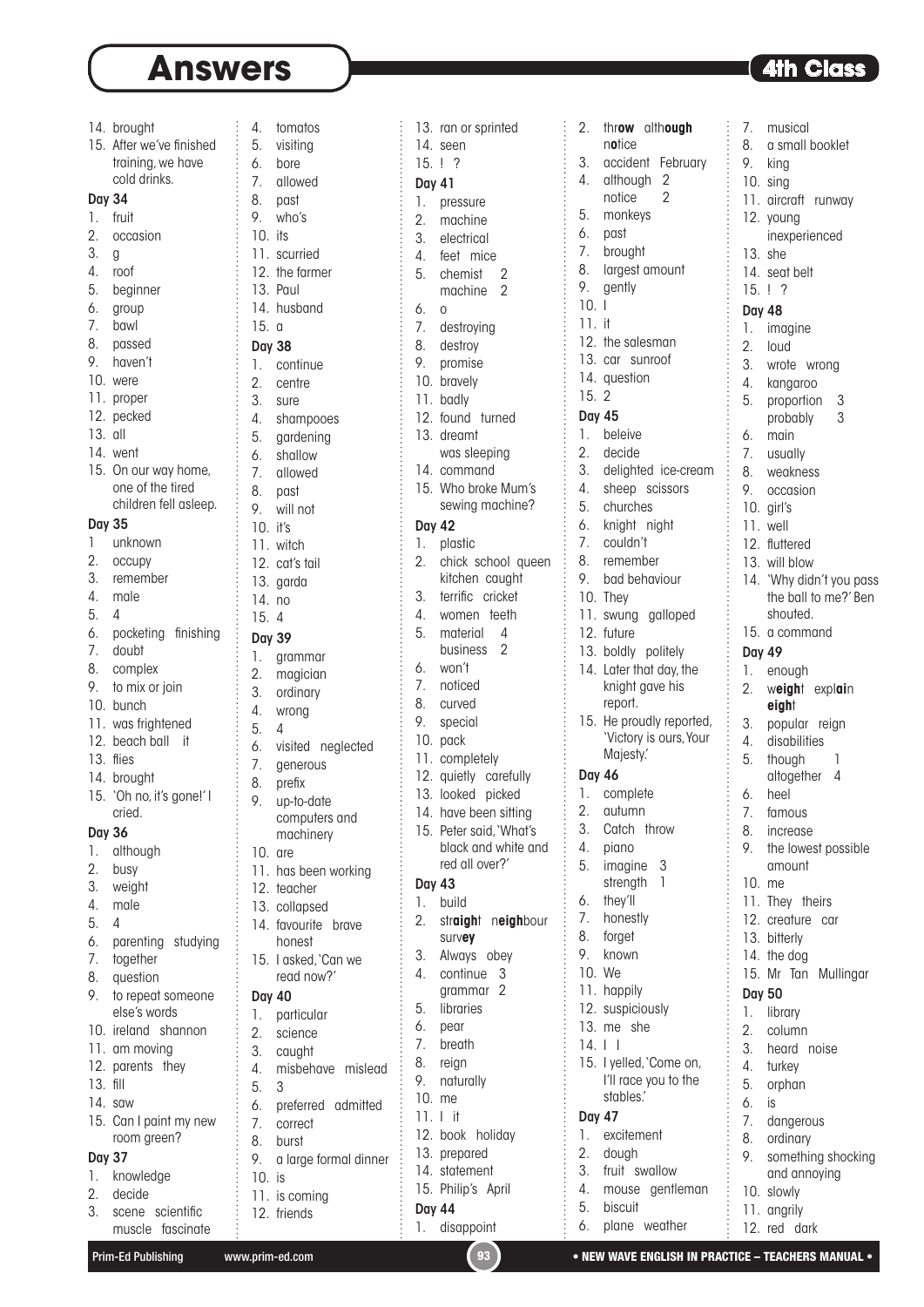# Answers

**4th Class**

14. brought
15. After we've finished training, we have cold drinks.

**Day 34**

1. fruit
2. occasion
3. g
4. roof
5. beginner
6. group
7. bawl
8. passed
9. haven't
10. were
11. proper
12. pecked
13. all
14. went
15. On our way home, one of the tired children fell asleep.

**Day 35**

1. unknown
2. occupy
3. remember
4. male
5. 4
6. pocketing finishing
7. doubt
8. complex
9. to mix or join
10. bunch
11. was frightened
12. beach ball it
13. flies
14. brought
15. 'Oh no, it's gone!' I cried.

**Day 36**

1. although
2. busy
3. weight
4. male
5. 4
6. parenting studying
7. together
8. question
9. to repeat someone else's words
10. ireland shannon
11. am moving
12. parents they
13. fill
14. saw
15. Can I paint my new room green?

**Day 37**

1. knowledge
2. decide
3. scene scientific muscle fascinate
4. tomatos
5. visiting
6. bore
7. allowed
8. past
9. who's
10. its
11. scurried
12. the farmer
13. Paul
14. husband
15. a

**Day 38**

1. continue
2. centre
3. sure
4. shampooes
5. gardening
6. shallow
7. allowed
8. past
9. will not
10. it's
11. witch
12. cat's tail
13. garda
14. no
15. 4

**Day 39**

1. grammar
2. magician
3. ordinary
4. wrong
5. 4
6. visited neglected
7. generous
8. prefix
9. up-to-date computers and machinery
10. are
11. has been working
12. teacher
13. collapsed
14. favourite brave honest
15. I asked, 'Can we read now?'

**Day 40**

1. particular
2. science
3. caught
4. misbehave mislead
5. 3
6. preferred admitted
7. correct
8. burst
9. a large formal dinner
10. is
11. is coming
12. friends
13. ran or sprinted
14. seen
15. ! ?

**Day 41**

1. pressure
2. machine
3. electrical
4. feet mice
5. chemist 2
   machine 2
6. o
7. destroying
8. destroy
9. promise
10. bravely
11. badly
12. found turned
13. dreamt
    was sleeping
14. command
15. Who broke Mum's sewing machine?

**Day 42**

1. plastic
2. chick school queen kitchen caught
3. terrific cricket
4. women teeth
5. material 4
   business 2
6. won't
7. noticed
8. curved
9. special
10. pack
11. completely
12. quietly carefully
13. looked picked
14. have been sitting
15. Peter said, 'What's black and white and red all over?'

**Day 43**

1. build
2. str**aigh**t n**eigh**bour surv**ey**
3. Always obey
4. continue 3
   grammar 2
5. libraries
6. pear
7. breath
8. reign
9. naturally
10. me
11. I it
12. book holiday
13. prepared
14. statement
15. Philip's April

**Day 44**

1. disappoint
2. thr**ow** alth**ough** n**o**tice
3. accident February
4. although 2
   notice 2
5. monkeys
6. past
7. brought
8. largest amount
9. gently
10. I
11. it
12. the salesman
13. car sunroof
14. question
15. 2

**Day 45**

1. beleive
2. decide
3. delighted ice-cream
4. sheep scissors
5. churches
6. knight night
7. couldn't
8. remember
9. bad behaviour
10. They
11. swung galloped
12. future
13. boldly politely
14. Later that day, the knight gave his report.
15. He proudly reported, 'Victory is ours, Your Majesty.'

**Day 46**

1. complete
2. autumn
3. Catch throw
4. piano
5. imagine 3
   strength 1
6. they'll
7. honestly
8. forget
9. known
10. We
11. happily
12. suspiciously
13. me she
14. I I
15. I yelled, 'Come on, I'll race you to the stables.'

**Day 47**

1. excitement
2. dough
3. fruit swallow
4. mouse gentleman
5. biscuit
6. plane weather
7. musical
8. a small booklet
9. king
10. sing
11. aircraft runway
12. young inexperienced
13. she
14. seat belt
15. ! ?

**Day 48**

1. imagine
2. loud
3. wrote wrong
4. kangaroo
5. proportion 3
   probably 3
6. main
7. usually
8. weakness
9. occasion
10. girl's
11. well
12. fluttered
13. will blow
14. 'Why didn't you pass the ball to me?' Ben shouted.
15. a command

**Day 49**

1. enough
2. w**eigh**t expl**ai**n **eigh**t
3. popular reign
4. disabilities
5. though 1
   altogether 4
6. heel
7. famous
8. increase
9. the lowest possible amount
10. me
11. They theirs
12. creature car
13. bitterly
14. the dog
15. Mr Tan Mullingar

**Day 50**

1. library
2. column
3. heard noise
4. turkey
5. orphan
6. is
7. dangerous
8. ordinary
9. something shocking and annoying
10. slowly
11. angrily
12. red dark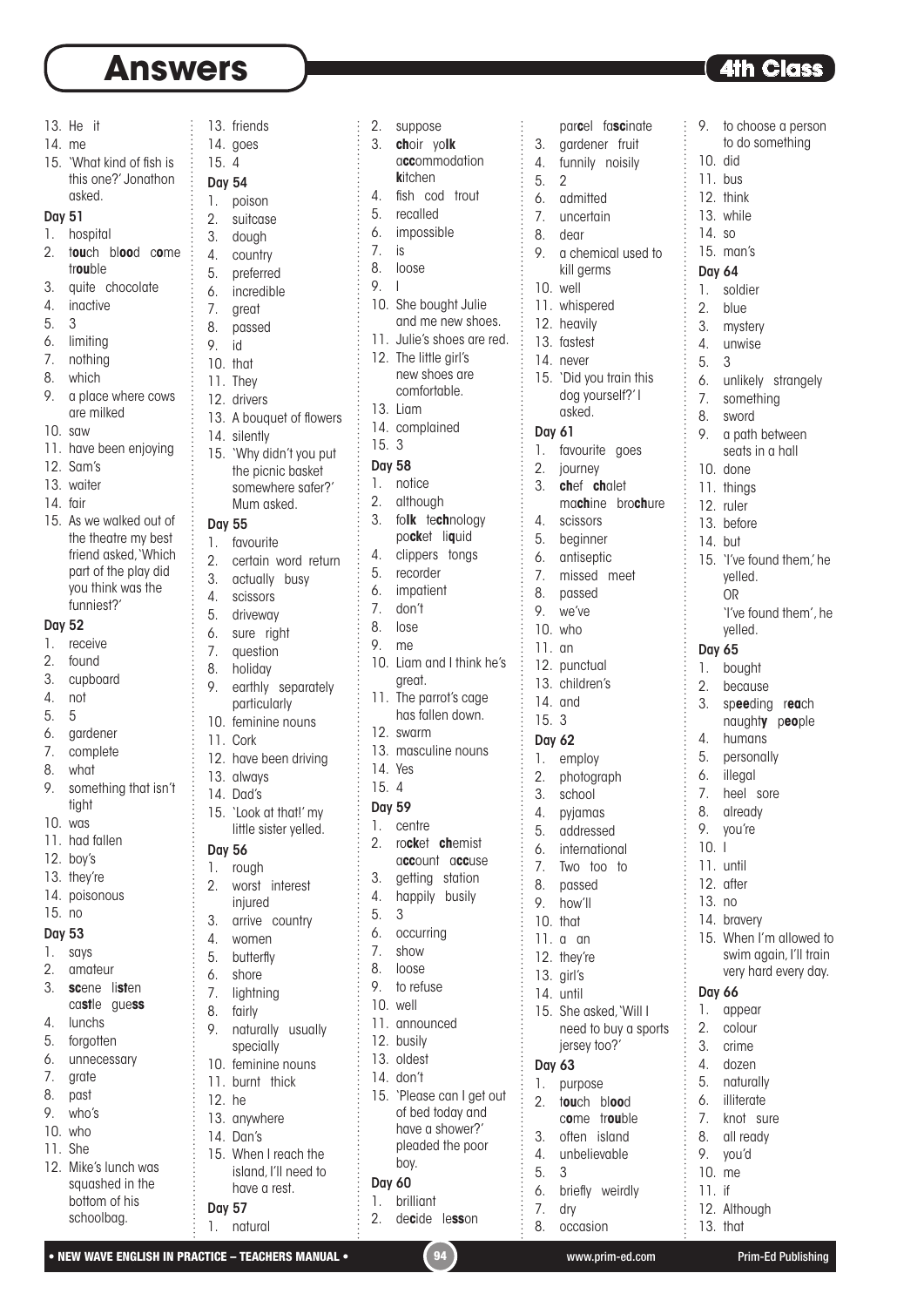# Answers

**4th Class**

13. He it
14. me
15. 'What kind of fish is this one?' Jonathon asked.

**Day 51**

1. hospital
2. t**ou**ch bl**oo**d c**o**me tr**ou**ble
3. quite chocolate
4. inactive
5. 3
6. limiting
7. nothing
8. which
9. a place where cows are milked
10. saw
11. have been enjoying
12. Sam's
13. waiter
14. fair
15. As we walked out of the theatre my best friend asked, 'Which part of the play did you think was the funniest?'

**Day 52**

1. receive
2. found
3. cupboard
4. not
5. 5
6. gardener
7. complete
8. what
9. something that isn't tight
10. was
11. had fallen
12. boy's
13. they're
14. poisonous
15. no

**Day 53**

1. says
2. amateur
3. **sc**ene li**st**en ca**st**le gue**ss**
4. lunchs
5. forgotten
6. unnecessary
7. grate
8. past
9. who's
10. who
11. She
12. Mike's lunch was squashed in the bottom of his schoolbag.
13. friends
14. goes
15. 4

**Day 54**

1. poison
2. suitcase
3. dough
4. country
5. preferred
6. incredible
7. great
8. passed
9. id
10. that
11. They
12. drivers
13. A bouquet of flowers
14. silently
15. 'Why didn't you put the picnic basket somewhere safer?' Mum asked.

**Day 55**

1. favourite
2. certain word return
3. actually busy
4. scissors
5. driveway
6. sure right
7. question
8. holiday
9. earthly separately particularly
10. feminine nouns
11. Cork
12. have been driving
13. always
14. Dad's
15. 'Look at that!' my little sister yelled.

**Day 56**

1. rough
2. worst interest injured
3. arrive country
4. women
5. butterfly
6. shore
7. lightning
8. fairly
9. naturally usually specially
10. feminine nouns
11. burnt thick
12. he
13. anywhere
14. Dan's
15. When I reach the island, I'll need to have a rest.

**Day 57**

1. natural
2. suppose
3. **ch**oir yo**lk** a**cc**ommodation **k**itchen
4. fish cod trout
5. recalled
6. impossible
7. is
8. loose
9. I
10. She bought Julie and me new shoes.
11. Julie's shoes are red.
12. The little girl's new shoes are comfortable.
13. Liam
14. complained
15. 3

**Day 58**

1. notice
2. although
3. fo**lk** te**ch**nology po**ck**et li**q**uid
4. clippers tongs
5. recorder
6. impatient
7. don't
8. lose
9. me
10. Liam and I think he's great.
11. The parrot's cage has fallen down.
12. swarm
13. masculine nouns
14. Yes
15. 4

**Day 59**

1. centre
2. ro**ck**et **ch**emist a**cc**ount a**cc**use
3. getting station
4. happily busily
5. 3
6. occurring
7. show
8. loose
9. to refuse
10. well
11. announced
12. busily
13. oldest
14. don't
15. 'Please can I get out of bed today and have a shower?' pleaded the poor boy.

**Day 60**

1. brilliant
2. de**c**ide le**ss**on par**c**el fa**sc**inate
3. gardener fruit
4. funnily noisily
5. 2
6. admitted
7. uncertain
8. dear
9. a chemical used to kill germs
10. well
11. whispered
12. heavily
13. fastest
14. never
15. 'Did you train this dog yourself?' I asked.

**Day 61**

1. favourite goes
2. journey
3. **ch**ef **ch**alet ma**ch**ine bro**ch**ure
4. scissors
5. beginner
6. antiseptic
7. missed meet
8. passed
9. we've
10. who
11. an
12. punctual
13. children's
14. and
15. 3

**Day 62**

1. employ
2. photograph
3. school
4. pyjamas
5. addressed
6. international
7. Two too to
8. passed
9. how'll
10. that
11. a an
12. they're
13. girl's
14. until
15. She asked, 'Will I need to buy a sports jersey too?'

**Day 63**

1. purpose
2. t**ou**ch bl**oo**d c**o**me tr**ou**ble
3. often island
4. unbelievable
5. 3
6. briefly weirdly
7. dry
8. occasion
9. to choose a person to do something
10. did
11. bus
12. think
13. while
14. so
15. man's

**Day 64**

1. soldier
2. blue
3. mystery
4. unwise
5. 3
6. unlikely strangely
7. something
8. sword
9. a path between seats in a hall
10. done
11. things
12. ruler
13. before
14. but
15. 'I've found them,' he yelled.
    OR
    'I've found them', he yelled.

**Day 65**

1. bought
2. because
3. sp**ee**ding r**ea**ch naught**y** p**eo**ple
4. humans
5. personally
6. illegal
7. heel sore
8. already
9. you're
10. I
11. until
12. after
13. no
14. bravery
15. When I'm allowed to swim again, I'll train very hard every day.

**Day 66**

1. appear
2. colour
3. crime
4. dozen
5. naturally
6. illiterate
7. knot sure
8. all ready
9. you'd
10. me
11. if
12. Although
13. that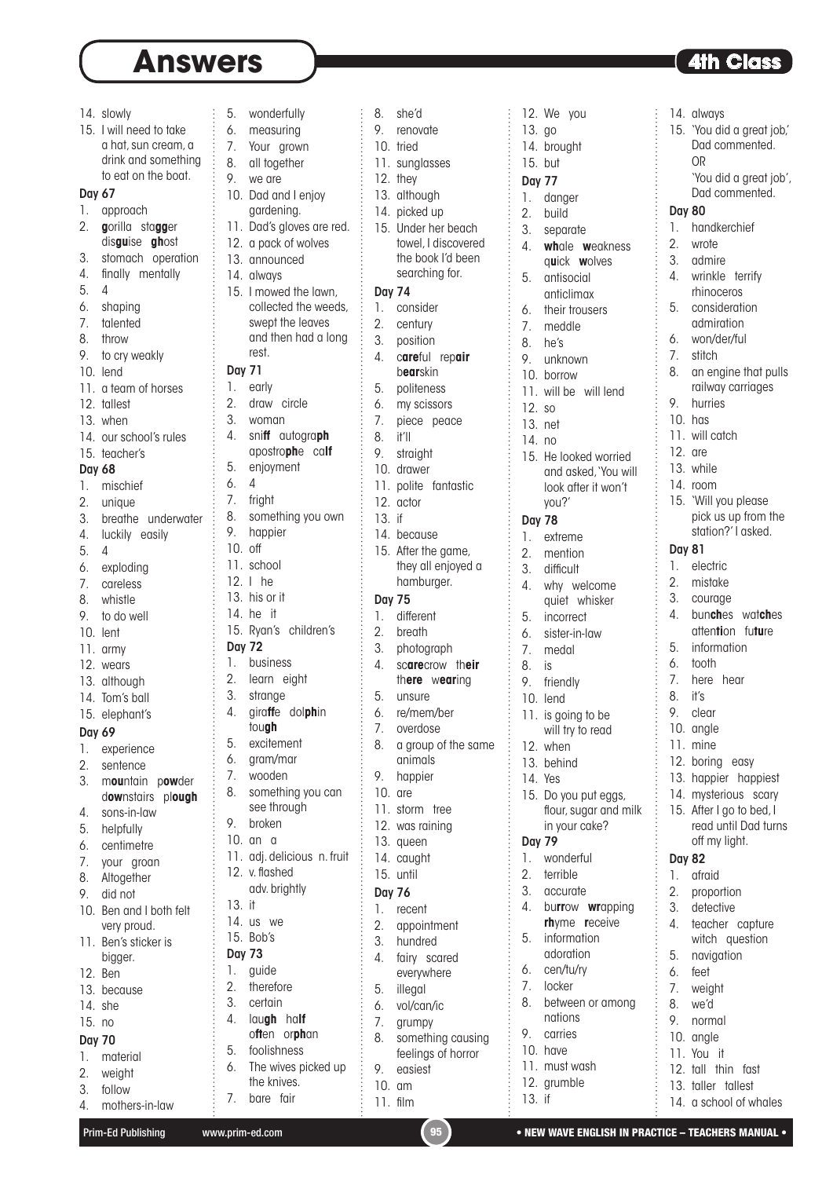# Answers

**4th Class**

14. slowly
15. I will need to take a hat, sun cream, a drink and something to eat on the boat.

**Day 67**

1. approach
2. **g**orilla sta**gg**er dis**gu**ise **gh**ost
3. stomach operation
4. finally mentally
5. 4
6. shaping
7. talented
8. throw
9. to cry weakly
10. lend
11. a team of horses
12. tallest
13. when
14. our school's rules
15. teacher's

**Day 68**

1. mischief
2. unique
3. breathe underwater
4. luckily easily
5. 4
6. exploding
7. careless
8. whistle
9. to do well
10. lent
11. army
12. wears
13. although
14. Tom's ball
15. elephant's

**Day 69**

1. experience
2. sentence
3. m**ou**ntain p**ow**der d**ow**nstairs pl**ough**
4. sons-in-law
5. helpfully
6. centimetre
7. your groan
8. Altogether
9. did not
10. Ben and I both felt very proud.
11. Ben's sticker is bigger.
12. Ben
13. because
14. she
15. no

**Day 70**

1. material
2. weight
3. follow
4. mothers-in-law
5. wonderfully
6. measuring
7. Your grown
8. all together
9. we are
10. Dad and I enjoy gardening.
11. Dad's gloves are red.
12. a pack of wolves
13. announced
14. always
15. I mowed the lawn, collected the weeds, swept the leaves and then had a long rest.

**Day 71**

1. early
2. draw circle
3. woman
4. sni**ff** autogra**ph** apostro**ph**e ca**lf**
5. enjoyment
6. 4
7. fright
8. something you own
9. happier
10. off
11. school
12. I he
13. his or it
14. he it
15. Ryan's children's

**Day 72**

1. business
2. learn eight
3. strange
4. gira**ff**e dol**ph**in tou**gh**
5. excitement
6. gram/mar
7. wooden
8. something you can see through
9. broken
10. an a
11. adj. delicious n. fruit
12. v. flashed adv. brightly
13. it
14. us we
15. Bob's

**Day 73**

1. guide
2. therefore
3. certain
4. lau**gh** ha**lf** o**ft**en or**ph**an
5. foolishness
6. The wives picked up the knives.
7. bare fair
8. she'd
9. renovate
10. tried
11. sunglasses
12. they
13. although
14. picked up
15. Under her beach towel, I discovered the book I'd been searching for.

**Day 74**

1. consider
2. century
3. position
4. c**are**ful rep**air** b**ear**skin
5. politeness
6. my scissors
7. piece peace
8. it'll
9. straight
10. drawer
11. polite fantastic
12. actor
13. if
14. because
15. After the game, they all enjoyed a hamburger.

**Day 75**

1. different
2. breath
3. photograph
4. sc**are**crow th**eir** th**ere** w**ear**ing
5. unsure
6. re/mem/ber
7. overdose
8. a group of the same animals
9. happier
10. are
11. storm tree
12. was raining
13. queen
14. caught
15. until

**Day 76**

1. recent
2. appointment
3. hundred
4. fairy scared everywhere
5. illegal
6. vol/can/ic
7. grumpy
8. something causing feelings of horror
9. easiest
10. am
11. film
12. We you
13. go
14. brought
15. but

**Day 77**

1. danger
2. build
3. separate
4. **wh**ale **w**eakness q**u**ick **w**olves
5. antisocial anticlimax
6. their trousers
7. meddle
8. he's
9. unknown
10. borrow
11. will be will lend
12. so
13. net
14. no
15. He looked worried and asked, 'You will look after it won't you?'

**Day 78**

1. extreme
2. mention
3. difficult
4. why welcome quiet whisker
5. incorrect
6. sister-in-law
7. medal
8. is
9. friendly
10. lend
11. is going to be will try to read
12. when
13. behind
14. Yes
15. Do you put eggs, flour, sugar and milk in your cake?

**Day 79**

1. wonderful
2. terrible
3. accurate
4. bu**rr**ow **wr**apping **rh**yme **r**eceive
5. information adoration
6. cen/tu/ry
7. locker
8. between or among nations
9. carries
10. have
11. must wash
12. grumble
13. if
14. always
15. 'You did a great job,' Dad commented.
    OR
    'You did a great job', Dad commented.

**Day 80**

1. handkerchief
2. wrote
3. admire
4. wrinkle terrify rhinoceros
5. consideration admiration
6. won/der/ful
7. stitch
8. an engine that pulls railway carriages
9. hurries
10. has
11. will catch
12. are
13. while
14. room
15. 'Will you please pick us up from the station?' I asked.

**Day 81**

1. electric
2. mistake
3. courage
4. bun**ch**es wat**ch**es atten**ti**on fu**tu**re
5. information
6. tooth
7. here hear
8. it's
9. clear
10. angle
11. mine
12. boring easy
13. happier happiest
14. mysterious scary
15. After I go to bed, I read until Dad turns off my light.

**Day 82**

1. afraid
2. proportion
3. detective
4. teacher capture witch question
5. navigation
6. feet
7. weight
8. we'd
9. normal
10. angle
11. You it
12. tall thin fast
13. taller tallest
14. a school of whales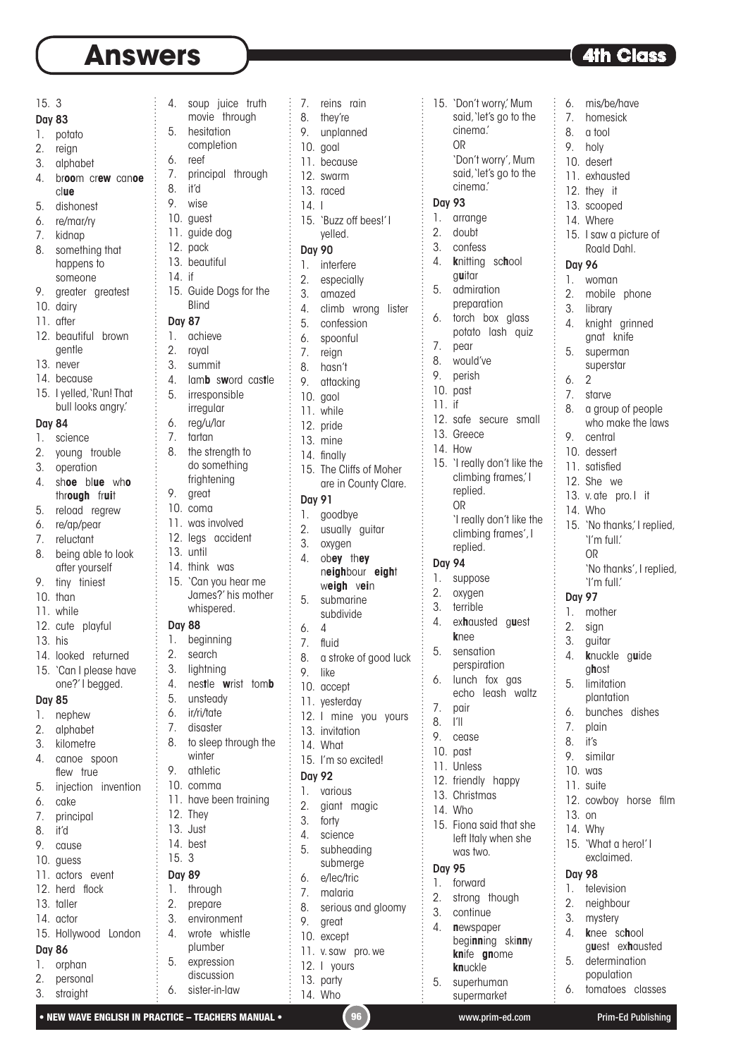# Answers

4th Class

15. 3

**Day 83**

1. potato
2. reign
3. alphabet
4. br**oo**m cr**ew** can**oe** cl**ue**
5. dishonest
6. re/mar/ry
7. kidnap
8. something that happens to someone
9. greater greatest
10. dairy
11. after
12. beautiful brown gentle
13. never
14. because
15. I yelled, 'Run! That bull looks angry.'

**Day 84**

1. science
2. young trouble
3. operation
4. sh**oe** bl**ue** wh**o** thr**ough** fr**ui**t
5. reload regrew
6. re/ap/pear
7. reluctant
8. being able to look after yourself
9. tiny tiniest
10. than
11. while
12. cute playful
13. his
14. looked returned
15. 'Can I please have one?' I begged.

**Day 85**

1. nephew
2. alphabet
3. kilometre
4. canoe spoon flew true
5. injection invention
6. cake
7. principal
8. it'd
9. cause
10. guess
11. actors event
12. herd flock
13. taller
14. actor
15. Hollywood London

**Day 86**

1. orphan
2. personal
3. straight
4. soup juice truth movie through
5. hesitation completion
6. reef
7. principal through
8. it'd
9. wise
10. guest
11. guide dog
12. pack
13. beautiful
14. if
15. Guide Dogs for the Blind

**Day 87**

1. achieve
2. royal
3. summit
4. lam**b** s**w**ord cas**t**le
5. irresponsible irregular
6. reg/u/lar
7. tartan
8. the strength to do something frightening
9. great
10. coma
11. was involved
12. legs accident
13. until
14. think was
15. 'Can you hear me James?' his mother whispered.

**Day 88**

1. beginning
2. search
3. lightning
4. nes**t**le **w**rist tom**b**
5. unsteady
6. ir/ri/tate
7. disaster
8. to sleep through the winter
9. athletic
10. comma
11. have been training
12. They
13. Just
14. best
15. 3

**Day 89**

1. through
2. prepare
3. environment
4. wrote whistle plumber
5. expression discussion
6. sister-in-law
7. reins rain
8. they're
9. unplanned
10. goal
11. because
12. swarm
13. raced
14. I
15. 'Buzz off bees!' I yelled.

**Day 90**

1. interfere
2. especially
3. amazed
4. climb wrong lister
5. confession
6. spoonful
7. reign
8. hasn't
9. attacking
10. gaol
11. while
12. pride
13. mine
14. finally
15. The Cliffs of Moher are in County Clare.

**Day 91**

1. goodbye
2. usually guitar
3. oxygen
4. ob**ey** th**ey** n**eigh**bour **eigh**t w**eigh** v**ei**n
5. submarine subdivide
6. 4
7. fluid
8. a stroke of good luck
9. like
10. accept
11. yesterday
12. I mine you yours
13. invitation
14. What
15. I'm so excited!

**Day 92**

1. various
2. giant magic
3. forty
4. science
5. subheading submerge
6. e/lec/tric
7. malaria
8. serious and gloomy
9. great
10. except
11. v. saw pro. we
12. I yours
13. party
14. Who
15. 'Don't worry,' Mum said, 'let's go to the cinema.'
    OR
    'Don't worry', Mum said, 'let's go to the cinema.'

**Day 93**

1. arrange
2. doubt
3. confess
4. **k**nitting sc**h**ool g**u**itar
5. admiration preparation
6. torch box glass potato lash quiz
7. pear
8. would've
9. perish
10. past
11. if
12. safe secure small
13. Greece
14. How
15. 'I really don't like the climbing frames,' I replied.
    OR
    'I really don't like the climbing frames', I replied.

**Day 94**

1. suppose
2. oxygen
3. terrible
4. ex**h**austed g**u**est **k**nee
5. sensation perspiration
6. lunch fox gas echo leash waltz
7. pair
8. I'll
9. cease
10. past
11. Unless
12. friendly happy
13. Christmas
14. Who
15. Fiona said that she left Italy when she was two.

**Day 95**

1. forward
2. strong though
3. continue
4. **n**ewspaper begi**nn**ing ski**nn**y **kn**ife **gn**ome **kn**uckle
5. superhuman supermarket
6. mis/be/have
7. homesick
8. a tool
9. holy
10. desert
11. exhausted
12. they it
13. scooped
14. Where
15. I saw a picture of Roald Dahl.

**Day 96**

1. woman
2. mobile phone
3. library
4. knight grinned gnat knife
5. superman superstar
6. 2
7. starve
8. a group of people who make the laws
9. central
10. dessert
11. satisfied
12. She we
13. v. ate pro. I it
14. Who
15. 'No thanks,' I replied, 'I'm full.'
    OR
    'No thanks', I replied, 'I'm full.'

**Day 97**

1. mother
2. sign
3. guitar
4. **k**nuckle g**u**ide g**h**ost
5. limitation plantation
6. bunches dishes
7. plain
8. it's
9. similar
10. was
11. suite
12. cowboy horse film
13. on
14. Why
15. 'What a hero!' I exclaimed.

**Day 98**

1. television
2. neighbour
3. mystery
4. **k**nee sc**h**ool g**u**est ex**h**austed
5. determination population
6. tomatoes classes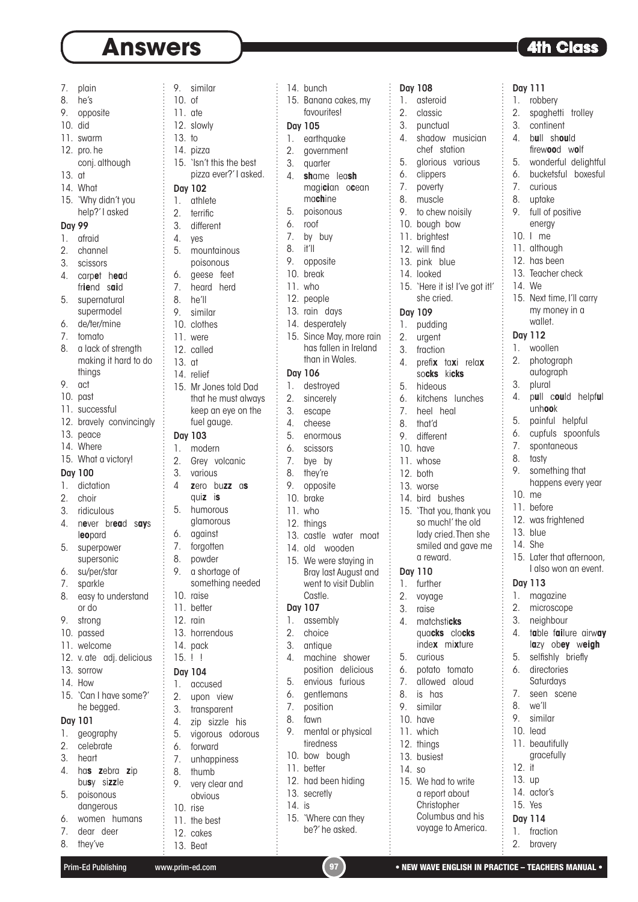# Answers

4th Class

7. plain
8. he's
9. opposite
10. did
11. swarm
12. pro. he
    conj. although
13. at
14. What
15. 'Why didn't you help?' I asked

### Day 99

1. afraid
2. channel
3. scissors
4. carp**e**t h**ea**d
   fr**ie**nd s**ai**d
5. supernatural
   supermodel
6. de/ter/mine
7. tomato
8. a lack of strength making it hard to do things
9. act
10. past
11. successful
12. bravely convincingly
13. peace
14. Where
15. What a victory!

### Day 100

1. dictation
2. choir
3. ridiculous
4. n**e**ver br**ea**d s**ay**s
   l**eo**pard
5. superpower
   supersonic
6. su/per/star
7. sparkle
8. easy to understand or do
9. strong
10. passed
11. welcome
12. v. ate adj. delicious
13. sorrow
14. How
15. 'Can I have some?' he begged.

### Day 101

1. geography
2. celebrate
3. heart
4. ha**s** **z**ebra **z**ip
   bu**s**y si**zz**le
5. poisonous
   dangerous
6. women humans
7. dear deer
8. they've
9. similar
10. of
11. ate
12. slowly
13. to
14. pizza
15. 'Isn't this the best pizza ever?' I asked.

### Day 102

1. athlete
2. terrific
3. different
4. yes
5. mountainous
   poisonous
6. geese feet
7. heard herd
8. he'll
9. similar
10. clothes
11. were
12. called
13. at
14. relief
15. Mr Jones told Dad that he must always keep an eye on the fuel gauge.

### Day 103

1. modern
2. Grey volcanic
3. various
4. **z**ero bu**zz** a**s**
   qui**z** i**s**
5. humorous
   glamorous
6. against
7. forgotten
8. powder
9. a shortage of something needed
10. raise
11. better
12. rain
13. horrendous
14. pack
15. ! !

### Day 104

1. accused
2. upon view
3. transparent
4. zip sizzle his
5. vigorous odorous
6. forward
7. unhappiness
8. thumb
9. very clear and obvious
10. rise
11. the best
12. cakes
13. Beat
14. bunch
15. Banana cakes, my favourites!

### Day 105

1. earthquake
2. government
3. quarter
4. **sh**ame lea**sh**
   magi**ci**an o**c**ean
   ma**ch**ine
5. poisonous
6. roof
7. by buy
8. it'll
9. opposite
10. break
11. who
12. people
13. rain days
14. desperately
15. Since May, more rain has fallen in Ireland than in Wales.

### Day 106

1. destroyed
2. sincerely
3. escape
4. cheese
5. enormous
6. scissors
7. bye by
8. they're
9. opposite
10. brake
11. who
12. things
13. castle water moat
14. old wooden
15. We were staying in Bray last August and went to visit Dublin Castle.

### Day 107

1. assembly
2. choice
3. antique
4. machine shower
   position delicious
5. envious furious
6. gentlemans
7. position
8. fawn
9. mental or physical tiredness
10. bow bough
11. better
12. had been hiding
13. secretly
14. is
15. 'Where can they be?' he asked.

### Day 108

1. asteroid
2. classic
3. punctual
4. shadow musician
   chef station
5. glorious various
6. clippers
7. poverty
8. muscle
9. to chew noisily
10. bough bow
11. brightest
12. will find
13. pink blue
14. looked
15. 'Here it is! I've got it!' she cried.

### Day 109

1. pudding
2. urgent
3. fraction
4. prefi**x** ta**x**i rela**x**
   so**cks** ki**cks**
5. hideous
6. kitchens lunches
7. heel heal
8. that'd
9. different
10. have
11. whose
12. both
13. worse
14. bird bushes
15. 'That you, thank you so much!' the old lady cried. Then she smiled and gave me a reward.

### Day 110

1. further
2. voyage
3. raise
4. matchsti**cks**
   qua**cks** clo**cks**
   inde**x** mi**x**ture
5. curious
6. potato tomato
7. allowed aloud
8. is has
9. similar
10. have
11. which
12. things
13. busiest
14. so
15. We had to write a report about Christopher Columbus and his voyage to America.

### Day 111

1. robbery
2. spaghetti trolley
3. continent
4. b**u**ll sh**ou**ld
   firew**oo**d w**o**lf
5. wonderful delightful
6. bucketsful boxesful
7. curious
8. uptake
9. full of positive energy
10. I me
11. although
12. has been
13. Teacher check
14. We
15. Next time, I'll carry my money in a wallet.

### Day 112

1. woollen
2. photograph
   autograph
3. plural
4. p**u**ll c**ou**ld helpf**u**l
   unh**oo**k
5. painful helpful
6. cupfuls spoonfuls
7. spontaneous
8. tasty
9. something that happens every year
10. me
11. before
12. was frightened
13. blue
14. She
15. Later that afternoon, I also won an event.

### Day 113

1. magazine
2. microscope
3. neighbour
4. t**a**ble f**ai**lure airw**ay**
   l**a**zy ob**ey** w**eigh**
5. selfishly briefly
6. directories
   Saturdays
7. seen scene
8. we'll
9. similar
10. lead
11. beautifully
    gracefully
12. it
13. up
14. actor's
15. Yes

### Day 114

1. fraction
2. bravery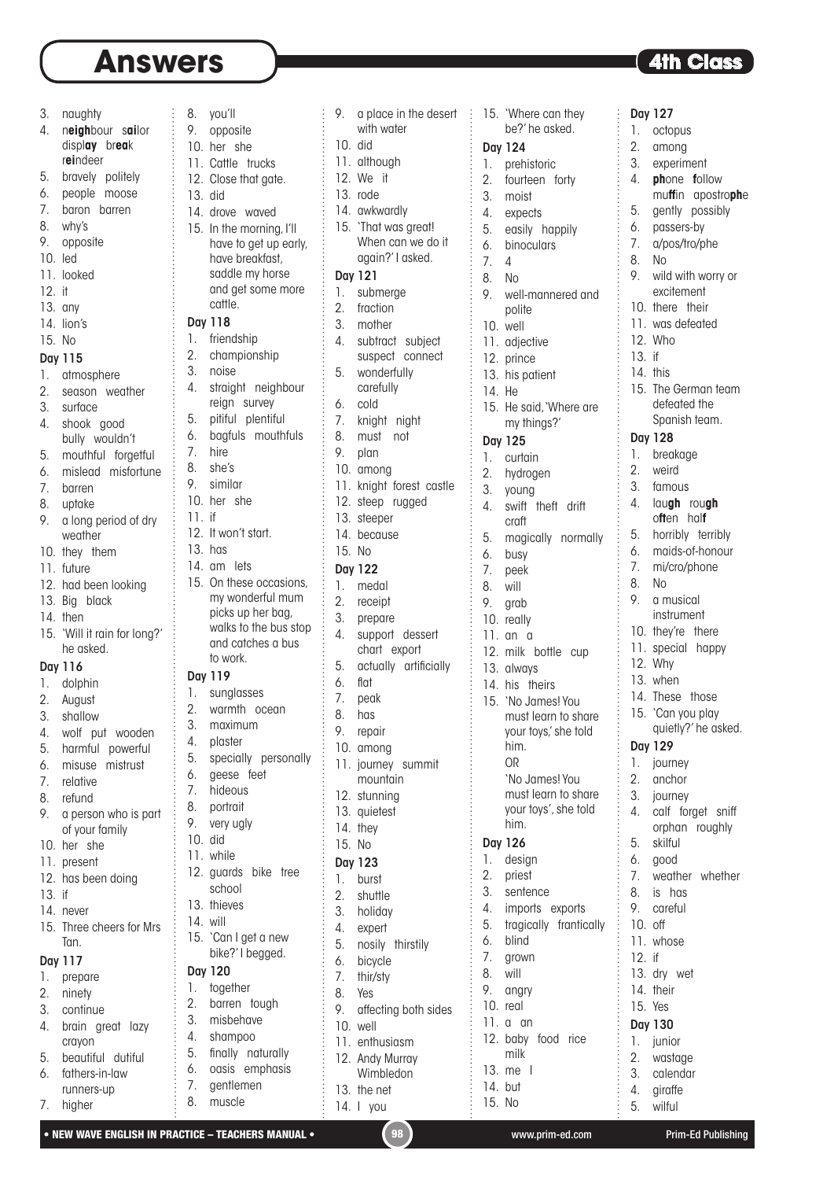# Answers

4th Class

3. naughty
4. n**eigh**bour s**ai**lor displ**ay** br**ea**k r**ei**ndeer
5. bravely politely
6. people moose
7. baron barren
8. why's
9. opposite
10. led
11. looked
12. it
13. any
14. lion's
15. No

### Day 115
1. atmosphere
2. season weather
3. surface
4. shook good bully wouldn't
5. mouthful forgetful
6. mislead misfortune
7. barren
8. uptake
9. a long period of dry weather
10. they them
11. future
12. had been looking
13. Big black
14. then
15. 'Will it rain for long?' he asked.

### Day 116
1. dolphin
2. August
3. shallow
4. wolf put wooden
5. harmful powerful
6. misuse mistrust
7. relative
8. refund
9. a person who is part of your family
10. her she
11. present
12. has been doing
13. if
14. never
15. Three cheers for Mrs Tan.

### Day 117
1. prepare
2. ninety
3. continue
4. brain great lazy crayon
5. beautiful dutiful
6. fathers-in-law runners-up
7. higher
8. you'll
9. opposite
10. her she
11. Cattle trucks
12. Close that gate.
13. did
14. drove waved
15. In the morning, I'll have to get up early, have breakfast, saddle my horse and get some more cattle.

### Day 118
1. friendship
2. championship
3. noise
4. straight neighbour reign survey
5. pitiful plentiful
6. bagfuls mouthfuls
7. hire
8. she's
9. similar
10. her she
11. if
12. It won't start.
13. has
14. am lets
15. On these occasions, my wonderful mum picks up her bag, walks to the bus stop and catches a bus to work.

### Day 119
1. sunglasses
2. warmth ocean
3. maximum
4. plaster
5. specially personally
6. geese feet
7. hideous
8. portrait
9. very ugly
10. did
11. while
12. guards bike tree school
13. thieves
14. will
15. 'Can I get a new bike?' I begged.

### Day 120
1. together
2. barren tough
3. misbehave
4. shampoo
5. finally naturally
6. oasis emphasis
7. gentlemen
8. muscle
9. a place in the desert with water
10. did
11. although
12. We it
13. rode
14. awkwardly
15. 'That was great! When can we do it again?' I asked.

### Day 121
1. submerge
2. fraction
3. mother
4. subtract subject suspect connect
5. wonderfully carefully
6. cold
7. knight night
8. must not
9. plan
10. among
11. knight forest castle
12. steep rugged
13. steeper
14. because
15. No

### Day 122
1. medal
2. receipt
3. prepare
4. support dessert chart export
5. actually artificially
6. flat
7. peak
8. has
9. repair
10. among
11. journey summit mountain
12. stunning
13. quietest
14. they
15. No

### Day 123
1. burst
2. shuttle
3. holiday
4. expert
5. nosily thirstily
6. bicycle
7. thir/sty
8. Yes
9. affecting both sides
10. well
11. enthusiasm
12. Andy Murray Wimbledon
13. the net
14. I you
15. 'Where can they be?' he asked.

### Day 124
1. prehistoric
2. fourteen forty
3. moist
4. expects
5. easily happily
6. binoculars
7. 4
8. No
9. well-mannered and polite
10. well
11. adjective
12. prince
13. his patient
14. He
15. He said, 'Where are my things?'

### Day 125
1. curtain
2. hydrogen
3. young
4. swift theft drift craft
5. magically normally
6. busy
7. peek
8. will
9. grab
10. really
11. an a
12. milk bottle cup
13. always
14. his theirs
15. 'No James! You must learn to share your toys,' she told him.
    OR
    'No James! You must learn to share your toys', she told him.

### Day 126
1. design
2. priest
3. sentence
4. imports exports
5. tragically frantically
6. blind
7. grown
8. will
9. angry
10. real
11. a an
12. baby food rice milk
13. me I
14. but
15. No

### Day 127
1. octopus
2. among
3. experiment
4. **ph**one **f**ollow mu**ff**in apostro**ph**e
5. gently possibly
6. passers-by
7. a/pos/tro/phe
8. No
9. wild with worry or excitement
10. there their
11. was defeated
12. Who
13. if
14. this
15. The German team defeated the Spanish team.

### Day 128
1. breakage
2. weird
3. famous
4. lau**gh** rou**gh** o**ft**en hal**f**
5. horribly terribly
6. maids-of-honour
7. mi/cro/phone
8. No
9. a musical instrument
10. they're there
11. special happy
12. Why
13. when
14. These those
15. 'Can you play quietly?' he asked.

### Day 129
1. journey
2. anchor
3. journey
4. calf forget sniff orphan roughly
5. skilful
6. good
7. weather whether
8. is has
9. careful
10. off
11. whose
12. if
13. dry wet
14. their
15. Yes

### Day 130
1. junior
2. wastage
3. calendar
4. giraffe
5. wilful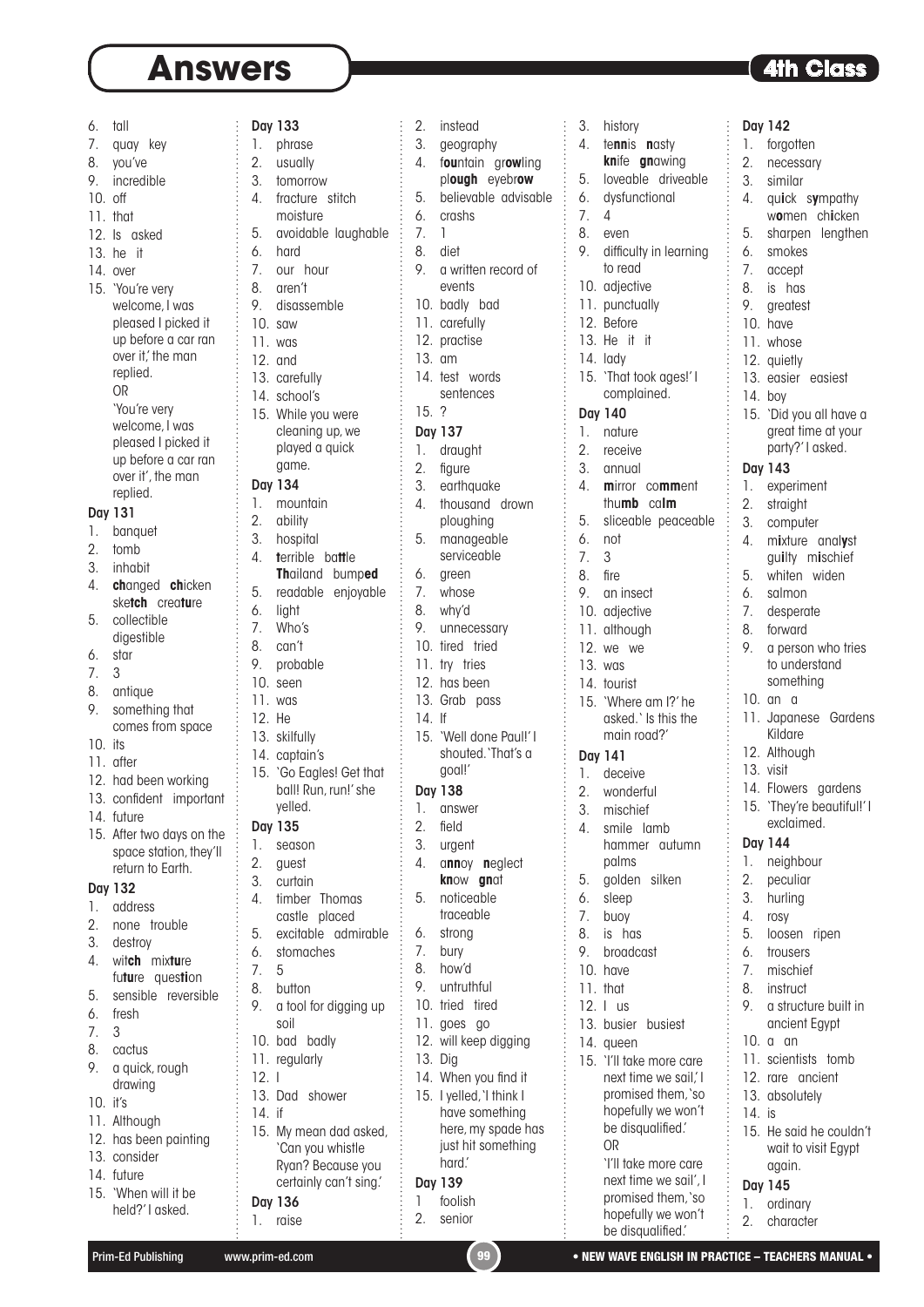# Answers

4th Class

6. tall
7. quay key
8. you've
9. incredible
10. off
11. that
12. Is asked
13. he it
14. over
15. 'You're very welcome, I was pleased I picked it up before a car ran over it,' the man replied.
    OR
    'You're very welcome, I was pleased I picked it up before a car ran over it', the man replied.

**Day 131**

1. banquet
2. tomb
3. inhabit
4. **ch**anged **ch**icken ske**tch** crea**tu**re
5. collectible digestible
6. star
7. 3
8. antique
9. something that comes from space
10. its
11. after
12. had been working
13. confident important
14. future
15. After two days on the space station, they'll return to Earth.

**Day 132**

1. address
2. none trouble
3. destroy
4. wit**ch** mix**tu**re fu**tu**re ques**ti**on
5. sensible reversible
6. fresh
7. 3
8. cactus
9. a quick, rough drawing
10. it's
11. Although
12. has been painting
13. consider
14. future
15. 'When will it be held?' I asked.

**Day 133**

1. phrase
2. usually
3. tomorrow
4. fracture stitch moisture
5. avoidable laughable
6. hard
7. our hour
8. aren't
9. disassemble
10. saw
11. was
12. and
13. carefully
14. school's
15. While you were cleaning up, we played a quick game.

**Day 134**

1. mountain
2. ability
3. hospital
4. **t**errible ba**tt**le **Th**ailand bump**ed**
5. readable enjoyable
6. light
7. Who's
8. can't
9. probable
10. seen
11. was
12. He
13. skilfully
14. captain's
15. 'Go Eagles! Get that ball! Run, run!' she yelled.

**Day 135**

1. season
2. guest
3. curtain
4. timber Thomas castle placed
5. excitable admirable
6. stomaches
7. 5
8. button
9. a tool for digging up soil
10. bad badly
11. regularly
12. I
13. Dad shower
14. if
15. My mean dad asked, 'Can you whistle Ryan? Because you certainly can't sing.'

**Day 136**

1. raise
2. instead
3. geography
4. f**ou**ntain gr**ow**ling pl**ough** eyebr**ow**
5. believable advisable
6. crashs
7. 1
8. diet
9. a written record of events
10. badly bad
11. carefully
12. practise
13. am
14. test words sentences
15. ?

**Day 137**

1. draught
2. figure
3. earthquake
4. thousand drown ploughing
5. manageable serviceable
6. green
7. whose
8. why'd
9. unnecessary
10. tired tried
11. try tries
12. has been
13. Grab pass
14. If
15. 'Well done Paul!' I shouted. 'That's a goal!'

**Day 138**

1. answer
2. field
3. urgent
4. a**nn**oy **n**eglect **kn**ow **gn**at
5. noticeable traceable
6. strong
7. bury
8. how'd
9. untruthful
10. tried tired
11. goes go
12. will keep digging
13. Dig
14. When you find it
15. I yelled, 'I think I have something here, my spade has just hit something hard.'

**Day 139**

1. foolish
2. senior
3. history
4. te**nn**is **n**asty **kn**ife **gn**awing
5. loveable driveable
6. dysfunctional
7. 4
8. even
9. difficulty in learning to read
10. adjective
11. punctually
12. Before
13. He it it
14. lady
15. 'That took ages!' I complained.

**Day 140**

1. nature
2. receive
3. annual
4. **m**irror co**mm**ent thu**mb** cal**m**
5. sliceable peaceable
6. not
7. 3
8. fire
9. an insect
10. adjective
11. although
12. we we
13. was
14. tourist
15. 'Where am I?' he asked. 'Is this the main road?'

**Day 141**

1. deceive
2. wonderful
3. mischief
4. smile lamb hammer autumn palms
5. golden silken
6. sleep
7. buoy
8. is has
9. broadcast
10. have
11. that
12. I us
13. busier busiest
14. queen
15. 'I'll take more care next time we sail,' I promised them, 'so hopefully we won't be disqualified.'
    OR
    'I'll take more care next time we sail', I promised them, 'so hopefully we won't be disqualified.'

**Day 142**

1. forgotten
2. necessary
3. similar
4. qui**c**k s**y**mpathy w**o**men chi**c**ken
5. sharpen lengthen
6. smokes
7. accept
8. is has
9. greatest
10. have
11. whose
12. quietly
13. easier easiest
14. boy
15. 'Did you all have a great time at your party?' I asked.

**Day 143**

1. experiment
2. straight
3. computer
4. m**i**xture anal**y**st gui**l**ty m**i**schief
5. whiten widen
6. salmon
7. desperate
8. forward
9. a person who tries to understand something
10. an a
11. Japanese Gardens Kildare
12. Although
13. visit
14. Flowers gardens
15. 'They're beautiful!' I exclaimed.

**Day 144**

1. neighbour
2. peculiar
3. hurling
4. rosy
5. loosen ripen
6. trousers
7. mischief
8. instruct
9. a structure built in ancient Egypt
10. a an
11. scientists tomb
12. rare ancient
13. absolutely
14. is
15. He said he couldn't wait to visit Egypt again.

**Day 145**

1. ordinary
2. character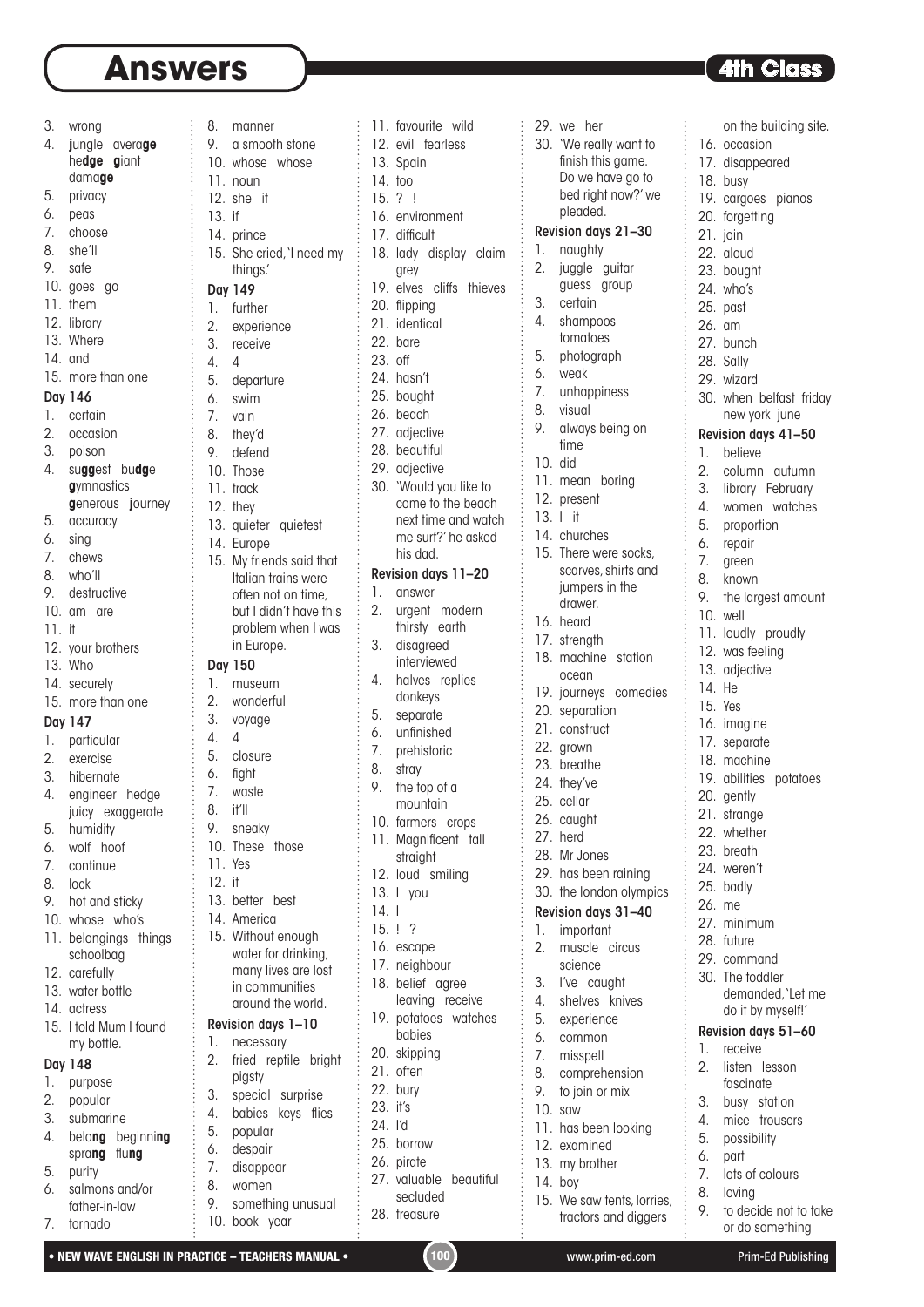# Answers

4th Class

3. wrong
4. **j**ungle avera**ge** he**dge** **g**iant dama**ge**
5. privacy
6. peas
7. choose
8. she'll
9. safe
10. goes go
11. them
12. library
13. Where
14. and
15. more than one

**Day 146**

1. certain
2. occasion
3. poison
4. su**gg**est bu**dg**e **g**ymnastics **g**enerous **j**ourney
5. accuracy
6. sing
7. chews
8. who'll
9. destructive
10. am are
11. it
12. your brothers
13. Who
14. securely
15. more than one

**Day 147**

1. particular
2. exercise
3. hibernate
4. engineer hedge juicy exaggerate
5. humidity
6. wolf hoof
7. continue
8. lock
9. hot and sticky
10. whose who's
11. belongings things schoolbag
12. carefully
13. water bottle
14. actress
15. I told Mum I found my bottle.

**Day 148**

1. purpose
2. popular
3. submarine
4. belo**ng** beginni**ng** spra**ng** flu**ng**
5. purity
6. salmons and/or father-in-law
7. tornado
8. manner
9. a smooth stone
10. whose whose
11. noun
12. she it
13. if
14. prince
15. She cried, 'I need my things.'

**Day 149**

1. further
2. experience
3. receive
4. 4
5. departure
6. swim
7. vain
8. they'd
9. defend
10. Those
11. track
12. they
13. quieter quietest
14. Europe
15. My friends said that Italian trains were often not on time, but I didn't have this problem when I was in Europe.

**Day 150**

1. museum
2. wonderful
3. voyage
4. 4
5. closure
6. fight
7. waste
8. it'll
9. sneaky
10. These those
11. Yes
12. it
13. better best
14. America
15. Without enough water for drinking, many lives are lost in communities around the world.

**Revision days 1–10**

1. necessary
2. fried reptile bright pigsty
3. special surprise
4. babies keys flies
5. popular
6. despair
7. disappear
8. women
9. something unusual
10. book year
11. favourite wild
12. evil fearless
13. Spain
14. too
15. ? !
16. environment
17. difficult
18. lady display claim grey
19. elves cliffs thieves
20. flipping
21. identical
22. bare
23. off
24. hasn't
25. bought
26. beach
27. adjective
28. beautiful
29. adjective
30. 'Would you like to come to the beach next time and watch me surf?' he asked his dad.

**Revision days 11–20**

1. answer
2. urgent modern thirsty earth
3. disagreed interviewed
4. halves replies donkeys
5. separate
6. unfinished
7. prehistoric
8. stray
9. the top of a mountain
10. farmers crops
11. Magnificent tall straight
12. loud smiling
13. I you
14. I
15. ! ?
16. escape
17. neighbour
18. belief agree leaving receive
19. potatoes watches babies
20. skipping
21. often
22. bury
23. it's
24. I'd
25. borrow
26. pirate
27. valuable beautiful secluded
28. treasure
29. we her
30. 'We really want to finish this game. Do we have go to bed right now?' we pleaded.

**Revision days 21–30**

1. naughty
2. juggle guitar guess group
3. certain
4. shampoos tomatoes
5. photograph
6. weak
7. unhappiness
8. visual
9. always being on time
10. did
11. mean boring
12. present
13. I it
14. churches
15. There were socks, scarves, shirts and jumpers in the drawer.
16. heard
17. strength
18. machine station ocean
19. journeys comedies
20. separation
21. construct
22. grown
23. breathe
24. they've
25. cellar
26. caught
27. herd
28. Mr Jones
29. has been raining
30. the london olympics

**Revision days 31–40**

1. important
2. muscle circus science
3. I've caught
4. shelves knives
5. experience
6. common
7. misspell
8. comprehension
9. to join or mix
10. saw
11. has been looking
12. examined
13. my brother
14. boy
15. We saw tents, lorries, tractors and diggers on the building site.
16. occasion
17. disappeared
18. busy
19. cargoes pianos
20. forgetting
21. join
22. aloud
23. bought
24. who's
25. past
26. am
27. bunch
28. Sally
29. wizard
30. when belfast friday new york june

**Revision days 41–50**

1. believe
2. column autumn
3. library February
4. women watches
5. proportion
6. repair
7. green
8. known
9. the largest amount
10. well
11. loudly proudly
12. was feeling
13. adjective
14. He
15. Yes
16. imagine
17. separate
18. machine
19. abilities potatoes
20. gently
21. strange
22. whether
23. breath
24. weren't
25. badly
26. me
27. minimum
28. future
29. command
30. The toddler demanded, 'Let me do it by myself!'

**Revision days 51–60**

1. receive
2. listen lesson fascinate
3. busy station
4. mice trousers
5. possibility
6. part
7. lots of colours
8. loving
9. to decide not to take or do something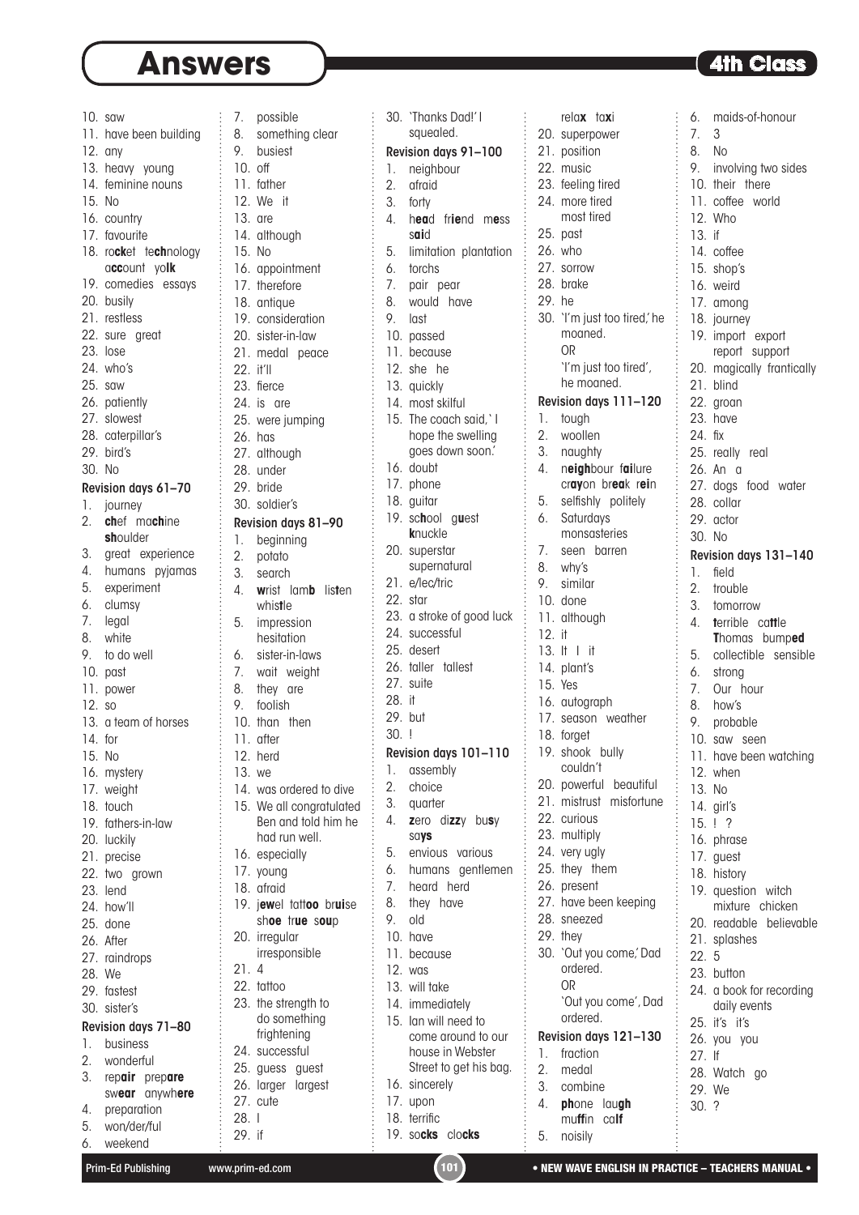# Answers

4th Class

10. saw
11. have been building
12. any
13. heavy young
14. feminine nouns
15. No
16. country
17. favourite
18. ro**ck**et te**ch**nology a**cc**ount yo**lk**
19. comedies essays
20. busily
21. restless
22. sure great
23. lose
24. who's
25. saw
26. patiently
27. slowest
28. caterpillar's
29. bird's
30. No

**Revision days 61–70**

1. journey
2. **ch**ef ma**ch**ine **sh**oulder
3. great experience
4. humans pyjamas
5. experiment
6. clumsy
7. legal
8. white
9. to do well
10. past
11. power
12. so
13. a team of horses
14. for
15. No
16. mystery
17. weight
18. touch
19. fathers-in-law
20. luckily
21. precise
22. two grown
23. lend
24. how'll
25. done
26. After
27. raindrops
28. We
29. fastest
30. sister's

**Revision days 71–80**

1. business
2. wonderful
3. rep**air** prep**are** sw**ear** anywh**ere**
4. preparation
5. won/der/ful
6. weekend
7. possible
8. something clear
9. busiest
10. off
11. father
12. We it
13. are
14. although
15. No
16. appointment
17. therefore
18. antique
19. consideration
20. sister-in-law
21. medal peace
22. it'll
23. fierce
24. is are
25. were jumping
26. has
27. although
28. under
29. bride
30. soldier's

**Revision days 81–90**

1. beginning
2. potato
3. search
4. **w**rist lam**b** lis**t**en whis**t**le
5. impression hesitation
6. sister-in-laws
7. wait weight
8. they are
9. foolish
10. than then
11. after
12. herd
13. we
14. was ordered to dive
15. We all congratulated Ben and told him he had run well.
16. especially
17. young
18. afraid
19. j**ew**el tatt**oo** br**ui**se sh**oe** tr**ue** s**ou**p
20. irregular irresponsible
21. 4
22. tattoo
23. the strength to do something frightening
24. successful
25. guess guest
26. larger largest
27. cute
28. I
29. if
30. 'Thanks Dad!' I squealed.

**Revision days 91–100**

1. neighbour
2. afraid
3. forty
4. h**ea**d fr**ie**nd m**e**ss s**ai**d
5. limitation plantation
6. torchs
7. pair pear
8. would have
9. last
10. passed
11. because
12. she he
13. quickly
14. most skilful
15. The coach said,' I hope the swelling goes down soon.'
16. doubt
17. phone
18. guitar
19. sc**h**ool g**u**est **k**nuckle
20. superstar supernatural
21. e/lec/tric
22. star
23. a stroke of good luck
24. successful
25. desert
26. taller tallest
27. suite
28. it
29. but
30. !

**Revision days 101–110**

1. assembly
2. choice
3. quarter
4. **z**ero di**zz**y bu**s**y sa**ys**
5. envious various
6. humans gentlemen
7. heard herd
8. they have
9. old
10. have
11. because
12. was
13. will take
14. immediately
15. Ian will need to come around to our house in Webster Street to get his bag.
16. sincerely
17. upon
18. terrific
19. so**cks** clo**cks** rela**x** ta**x**i
20. superpower
21. position
22. music
23. feeling tired
24. more tired most tired
25. past
26. who
27. sorrow
28. brake
29. he
30. 'I'm just too tired,' he moaned. OR 'I'm just too tired', he moaned.

**Revision days 111–120**

1. tough
2. woollen
3. naughty
4. n**eigh**bour f**ai**lure cr**ay**on br**ea**k r**ei**n
5. selfishly politely
6. Saturdays monsasteries
7. seen barren
8. why's
9. similar
10. done
11. although
12. it
13. It I it
14. plant's
15. Yes
16. autograph
17. season weather
18. forget
19. shook bully couldn't
20. powerful beautiful
21. mistrust misfortune
22. curious
23. multiply
24. very ugly
25. they them
26. present
27. have been keeping
28. sneezed
29. they
30. 'Out you come,' Dad ordered. OR 'Out you come', Dad ordered.

**Revision days 121–130**

1. fraction
2. medal
3. combine
4. **ph**one lau**gh** mu**ff**in cal**f**
5. noisily
6. maids-of-honour
7. 3
8. No
9. involving two sides
10. their there
11. coffee world
12. Who
13. if
14. coffee
15. shop's
16. weird
17. among
18. journey
19. import export report support
20. magically frantically
21. blind
22. groan
23. have
24. fix
25. really real
26. An a
27. dogs food water
28. collar
29. actor
30. No

**Revision days 131–140**

1. field
2. trouble
3. tomorrow
4. **t**errible ca**tt**le **T**homas bump**ed**
5. collectible sensible
6. strong
7. Our hour
8. how's
9. probable
10. saw seen
11. have been watching
12. when
13. No
14. girl's
15. ! ?
16. phrase
17. guest
18. history
19. question witch mixture chicken
20. readable believable
21. splashes
22. 5
23. button
24. a book for recording daily events
25. it's it's
26. you you
27. If
28. Watch go
29. We
30. ?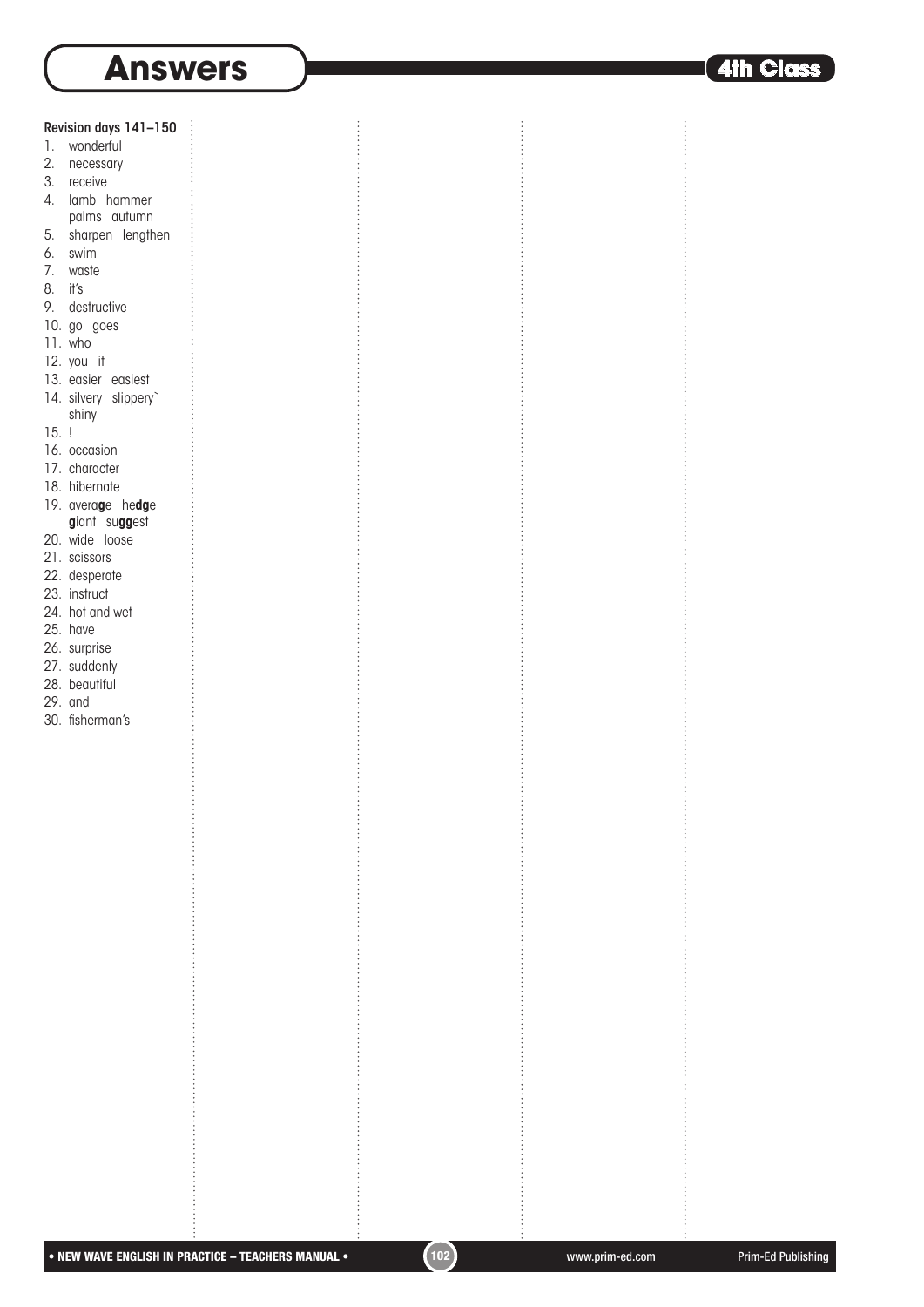# Answers

4th Class

**Revision days 141–150**

1. wonderful
2. necessary
3. receive
4. lamb hammer palms autumn
5. sharpen lengthen
6. swim
7. waste
8. it's
9. destructive
10. go goes
11. who
12. you it
13. easier easiest
14. silvery slippery` shiny
15. !
16. occasion
17. character
18. hibernate
19. avera**g**e he**dg**e **g**iant su**gg**est
20. wide loose
21. scissors
22. desperate
23. instruct
24. hot and wet
25. have
26. surprise
27. suddenly
28. beautiful
29. and
30. fisherman's